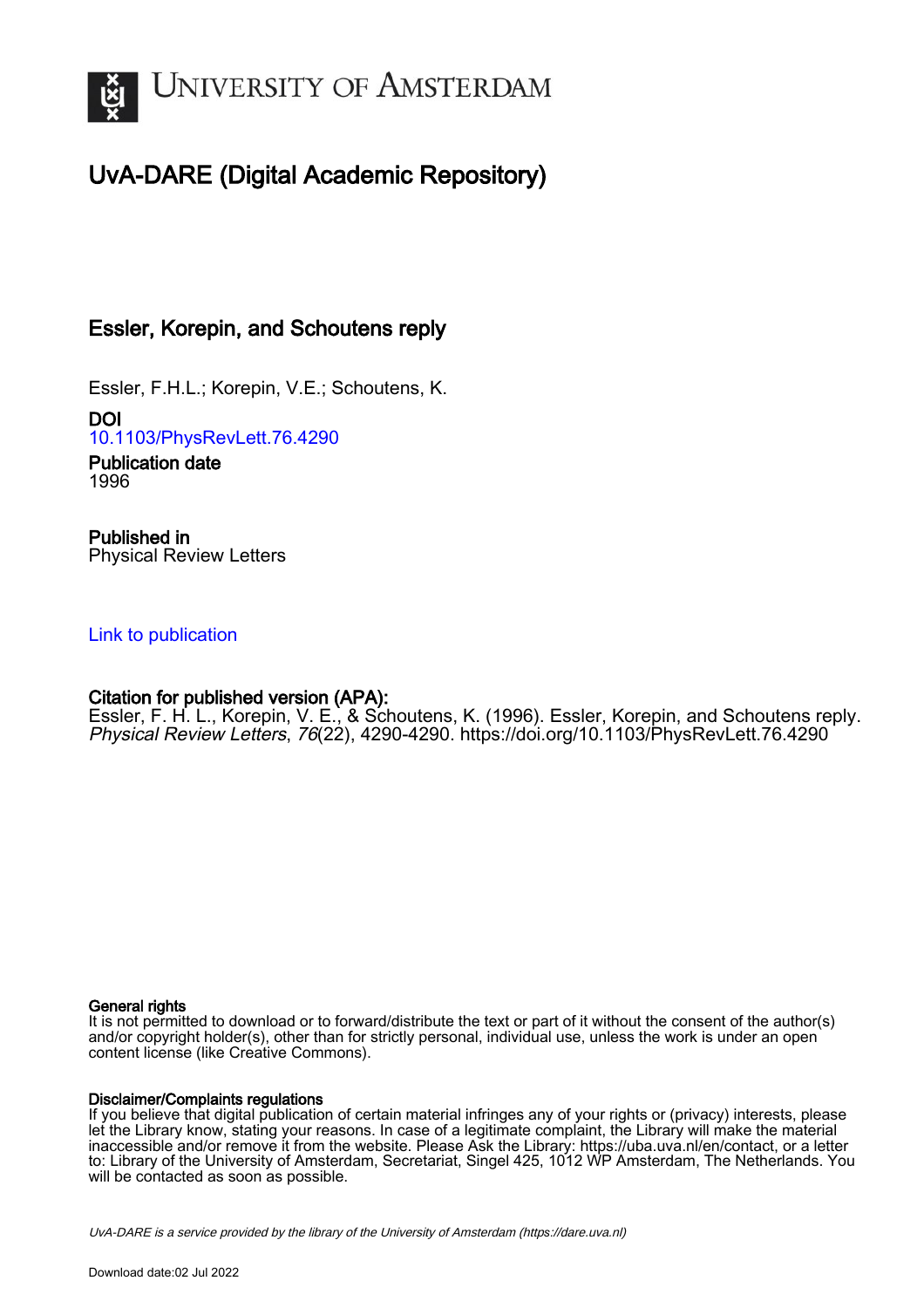UvA-DARE (Digital Academic Repository)

# Essler, Korepin, and Schoutens reply

Essler, F.H.L.; Korepin, V.E.; Schoutens, K.

**DOI**
10.1103/PhysRevLett.76.4290

**Publication date**
1996

**Published in**
Physical Review Letters

Link to publication

**Citation for published version (APA):**
Essler, F. H. L., Korepin, V. E., & Schoutens, K. (1996). Essler, Korepin, and Schoutens reply. *Physical Review Letters*, *76*(22), 4290-4290. https://doi.org/10.1103/PhysRevLett.76.4290

**General rights**
It is not permitted to download or to forward/distribute the text or part of it without the consent of the author(s) and/or copyright holder(s), other than for strictly personal, individual use, unless the work is under an open content license (like Creative Commons).

**Disclaimer/Complaints regulations**
If you believe that digital publication of certain material infringes any of your rights or (privacy) interests, please let the Library know, stating your reasons. In case of a legitimate complaint, the Library will make the material inaccessible and/or remove it from the website. Please Ask the Library: https://uba.uva.nl/en/contact, or a letter to: Library of the University of Amsterdam, Secretariat, Singel 425, 1012 WP Amsterdam, The Netherlands. You will be contacted as soon as possible.

UvA-DARE is a service provided by the library of the University of Amsterdam (https://dare.uva.nl)

Download date:02 Jul 2022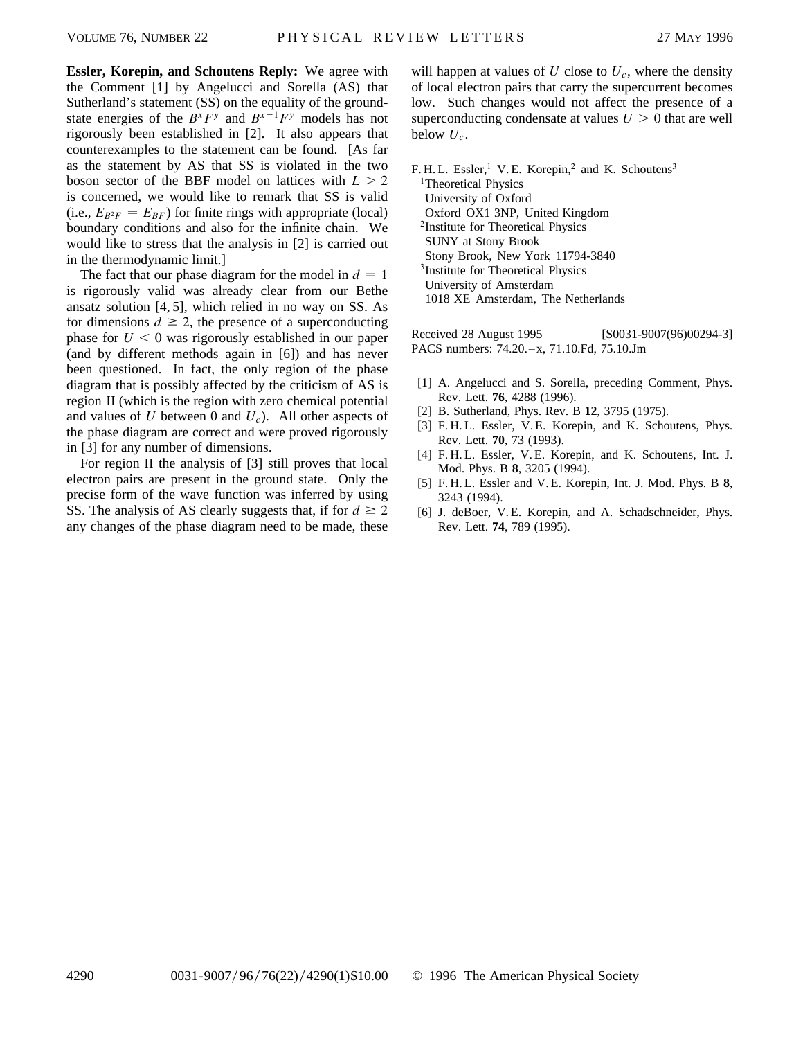**Essler, Korepin, and Schoutens Reply:** We agree with the Comment [1] by Angelucci and Sorella (AS) that Sutherland's statement (SS) on the equality of the ground-state energies of the $B^xF^y$ and $B^{x-1}F^y$ models has not rigorously been established in [2]. It also appears that counterexamples to the statement can be found. [As far as the statement by AS that SS is violated in the two boson sector of the BBF model on lattices with $L > 2$ is concerned, we would like to remark that SS is valid (i.e., $E_{B^2F} = E_{BF}$) for finite rings with appropriate (local) boundary conditions and also for the infinite chain. We would like to stress that the analysis in [2] is carried out in the thermodynamic limit.]

The fact that our phase diagram for the model in $d = 1$ is rigorously valid was already clear from our Bethe ansatz solution [4, 5], which relied in no way on SS. As for dimensions $d \geq 2$, the presence of a superconducting phase for $U < 0$ was rigorously established in our paper (and by different methods again in [6]) and has never been questioned. In fact, the only region of the phase diagram that is possibly affected by the criticism of AS is region II (which is the region with zero chemical potential and values of $U$ between 0 and $U_c$). All other aspects of the phase diagram are correct and were proved rigorously in [3] for any number of dimensions.

For region II the analysis of [3] still proves that local electron pairs are present in the ground state. Only the precise form of the wave function was inferred by using SS. The analysis of AS clearly suggests that, if for $d \geq 2$ any changes of the phase diagram need to be made, these will happen at values of $U$ close to $U_c$, where the density of local electron pairs that carry the supercurrent becomes low. Such changes would not affect the presence of a superconducting condensate at values $U > 0$ that are well below $U_c$.

F. H. L. Essler,[1] V. E. Korepin,[2] and K. Schoutens[3]

[1]Theoretical Physics
University of Oxford
Oxford OX1 3NP, United Kingdom

[2]Institute for Theoretical Physics
SUNY at Stony Brook
Stony Brook, New York 11794-3840

[3]Institute for Theoretical Physics
University of Amsterdam
1018 XE Amsterdam, The Netherlands

Received 28 August 1995 [S0031-9007(96)00294-3]
PACS numbers: 74.20.–x, 71.10.Fd, 75.10.Jm

[1] A. Angelucci and S. Sorella, preceding Comment, Phys. Rev. Lett. **76**, 4288 (1996).
[2] B. Sutherland, Phys. Rev. B **12**, 3795 (1975).
[3] F. H. L. Essler, V. E. Korepin, and K. Schoutens, Phys. Rev. Lett. **70**, 73 (1993).
[4] F. H. L. Essler, V. E. Korepin, and K. Schoutens, Int. J. Mod. Phys. B **8**, 3205 (1994).
[5] F. H. L. Essler and V. E. Korepin, Int. J. Mod. Phys. B **8**, 3243 (1994).
[6] J. deBoer, V. E. Korepin, and A. Schadschneider, Phys. Rev. Lett. **74**, 789 (1995).